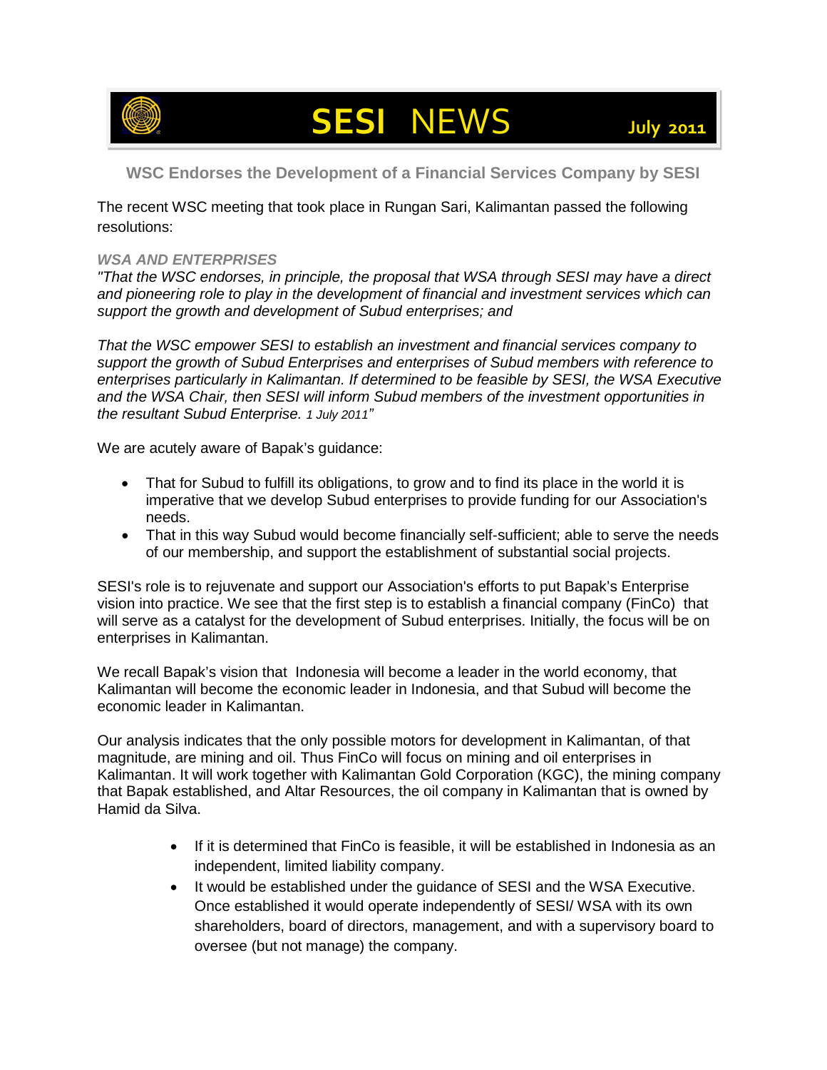# SESI NEWS

July 2011

## WSC Endorses the Development of a Financial Services Company by SESI

The recent WSC meeting that took place in Rungan Sari, Kalimantan passed the following resolutions:

### *WSA AND ENTERPRISES*

*"That the WSC endorses, in principle, the proposal that WSA through SESI may have a direct and pioneering role to play in the development of financial and investment services which can support the growth and development of Subud enterprises; and*

*That the WSC empower SESI to establish an investment and financial services company to support the growth of Subud Enterprises and enterprises of Subud members with reference to enterprises particularly in Kalimantan. If determined to be feasible by SESI, the WSA Executive and the WSA Chair, then SESI will inform Subud members of the investment opportunities in the resultant Subud Enterprise. 1 July 2011"*

We are acutely aware of Bapak's guidance:

- That for Subud to fulfill its obligations, to grow and to find its place in the world it is imperative that we develop Subud enterprises to provide funding for our Association's needs.
- That in this way Subud would become financially self-sufficient; able to serve the needs of our membership, and support the establishment of substantial social projects.

SESI's role is to rejuvenate and support our Association's efforts to put Bapak's Enterprise vision into practice. We see that the first step is to establish a financial company (FinCo) that will serve as a catalyst for the development of Subud enterprises. Initially, the focus will be on enterprises in Kalimantan.

We recall Bapak's vision that Indonesia will become a leader in the world economy, that Kalimantan will become the economic leader in Indonesia, and that Subud will become the economic leader in Kalimantan.

Our analysis indicates that the only possible motors for development in Kalimantan, of that magnitude, are mining and oil. Thus FinCo will focus on mining and oil enterprises in Kalimantan. It will work together with Kalimantan Gold Corporation (KGC), the mining company that Bapak established, and Altar Resources, the oil company in Kalimantan that is owned by Hamid da Silva.

- If it is determined that FinCo is feasible, it will be established in Indonesia as an independent, limited liability company.
- It would be established under the guidance of SESI and the WSA Executive. Once established it would operate independently of SESI/ WSA with its own shareholders, board of directors, management, and with a supervisory board to oversee (but not manage) the company.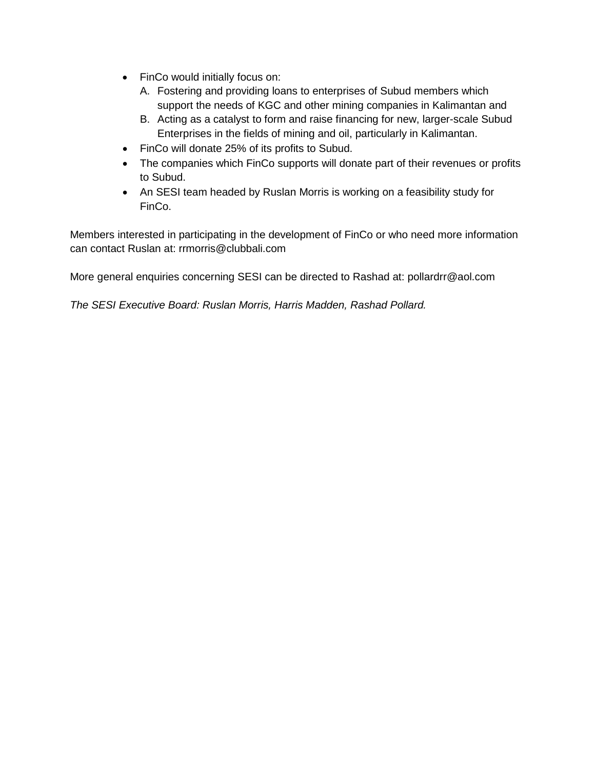- FinCo would initially focus on:
  A. Fostering and providing loans to enterprises of Subud members which support the needs of KGC and other mining companies in Kalimantan and
  B. Acting as a catalyst to form and raise financing for new, larger-scale Subud Enterprises in the fields of mining and oil, particularly in Kalimantan.
- FinCo will donate 25% of its profits to Subud.
- The companies which FinCo supports will donate part of their revenues or profits to Subud.
- An SESI team headed by Ruslan Morris is working on a feasibility study for FinCo.

Members interested in participating in the development of FinCo or who need more information can contact Ruslan at: rrmorris@clubbali.com

More general enquiries concerning SESI can be directed to Rashad at: pollardrr@aol.com

*The SESI Executive Board: Ruslan Morris, Harris Madden, Rashad Pollard.*